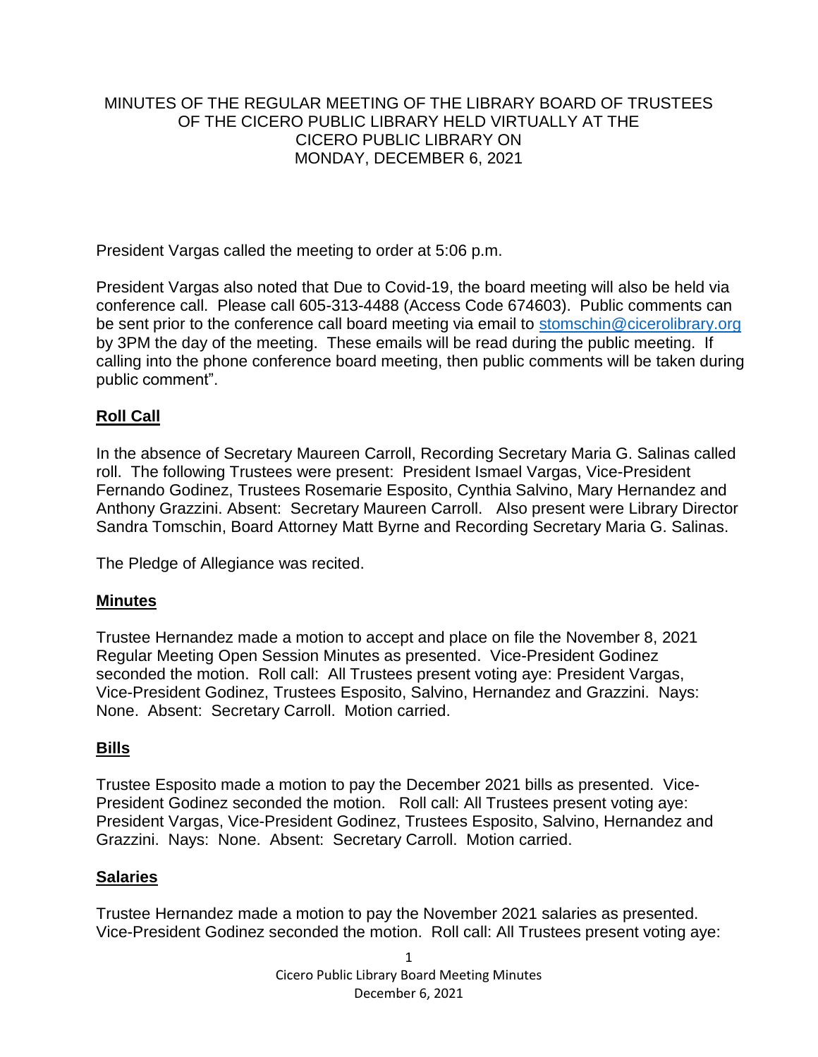MINUTES OF THE REGULAR MEETING OF THE LIBRARY BOARD OF TRUSTEES OF THE CICERO PUBLIC LIBRARY HELD VIRTUALLY AT THE CICERO PUBLIC LIBRARY ON MONDAY, DECEMBER 6, 2021

President Vargas called the meeting to order at 5:06 p.m.

President Vargas also noted that Due to Covid-19, the board meeting will also be held via conference call. Please call 605-313-4488 (Access Code 674603). Public comments can be sent prior to the conference call board meeting via email to stomschin@cicerolibrary.org by 3PM the day of the meeting. These emails will be read during the public meeting. If calling into the phone conference board meeting, then public comments will be taken during public comment".

## Roll Call

In the absence of Secretary Maureen Carroll, Recording Secretary Maria G. Salinas called roll. The following Trustees were present: President Ismael Vargas, Vice-President Fernando Godinez, Trustees Rosemarie Esposito, Cynthia Salvino, Mary Hernandez and Anthony Grazzini. Absent: Secretary Maureen Carroll. Also present were Library Director Sandra Tomschin, Board Attorney Matt Byrne and Recording Secretary Maria G. Salinas.

The Pledge of Allegiance was recited.

## Minutes

Trustee Hernandez made a motion to accept and place on file the November 8, 2021 Regular Meeting Open Session Minutes as presented. Vice-President Godinez seconded the motion. Roll call: All Trustees present voting aye: President Vargas, Vice-President Godinez, Trustees Esposito, Salvino, Hernandez and Grazzini. Nays: None. Absent: Secretary Carroll. Motion carried.

## Bills

Trustee Esposito made a motion to pay the December 2021 bills as presented. Vice-President Godinez seconded the motion. Roll call: All Trustees present voting aye: President Vargas, Vice-President Godinez, Trustees Esposito, Salvino, Hernandez and Grazzini. Nays: None. Absent: Secretary Carroll. Motion carried.

## Salaries

Trustee Hernandez made a motion to pay the November 2021 salaries as presented. Vice-President Godinez seconded the motion. Roll call: All Trustees present voting aye: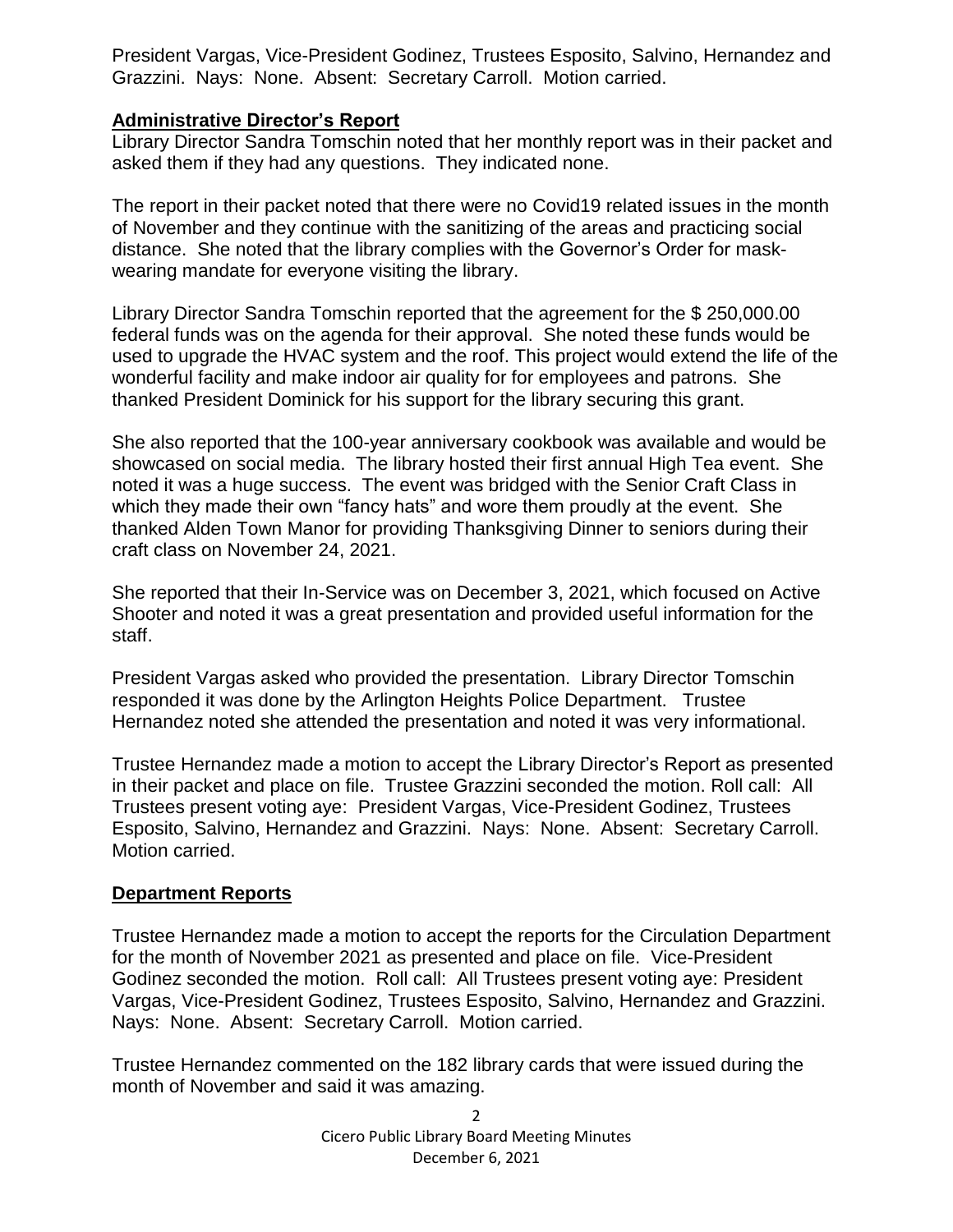President Vargas, Vice-President Godinez, Trustees Esposito, Salvino, Hernandez and Grazzini. Nays: None. Absent: Secretary Carroll. Motion carried.

**Administrative Director's Report**

Library Director Sandra Tomschin noted that her monthly report was in their packet and asked them if they had any questions. They indicated none.

The report in their packet noted that there were no Covid19 related issues in the month of November and they continue with the sanitizing of the areas and practicing social distance. She noted that the library complies with the Governor's Order for mask-wearing mandate for everyone visiting the library.

Library Director Sandra Tomschin reported that the agreement for the $ 250,000.00 federal funds was on the agenda for their approval. She noted these funds would be used to upgrade the HVAC system and the roof. This project would extend the life of the wonderful facility and make indoor air quality for for employees and patrons. She thanked President Dominick for his support for the library securing this grant.

She also reported that the 100-year anniversary cookbook was available and would be showcased on social media. The library hosted their first annual High Tea event. She noted it was a huge success. The event was bridged with the Senior Craft Class in which they made their own "fancy hats" and wore them proudly at the event. She thanked Alden Town Manor for providing Thanksgiving Dinner to seniors during their craft class on November 24, 2021.

She reported that their In-Service was on December 3, 2021, which focused on Active Shooter and noted it was a great presentation and provided useful information for the staff.

President Vargas asked who provided the presentation. Library Director Tomschin responded it was done by the Arlington Heights Police Department. Trustee Hernandez noted she attended the presentation and noted it was very informational.

Trustee Hernandez made a motion to accept the Library Director's Report as presented in their packet and place on file. Trustee Grazzini seconded the motion. Roll call: All Trustees present voting aye: President Vargas, Vice-President Godinez, Trustees Esposito, Salvino, Hernandez and Grazzini. Nays: None. Absent: Secretary Carroll. Motion carried.

**Department Reports**

Trustee Hernandez made a motion to accept the reports for the Circulation Department for the month of November 2021 as presented and place on file. Vice-President Godinez seconded the motion. Roll call: All Trustees present voting aye: President Vargas, Vice-President Godinez, Trustees Esposito, Salvino, Hernandez and Grazzini. Nays: None. Absent: Secretary Carroll. Motion carried.

Trustee Hernandez commented on the 182 library cards that were issued during the month of November and said it was amazing.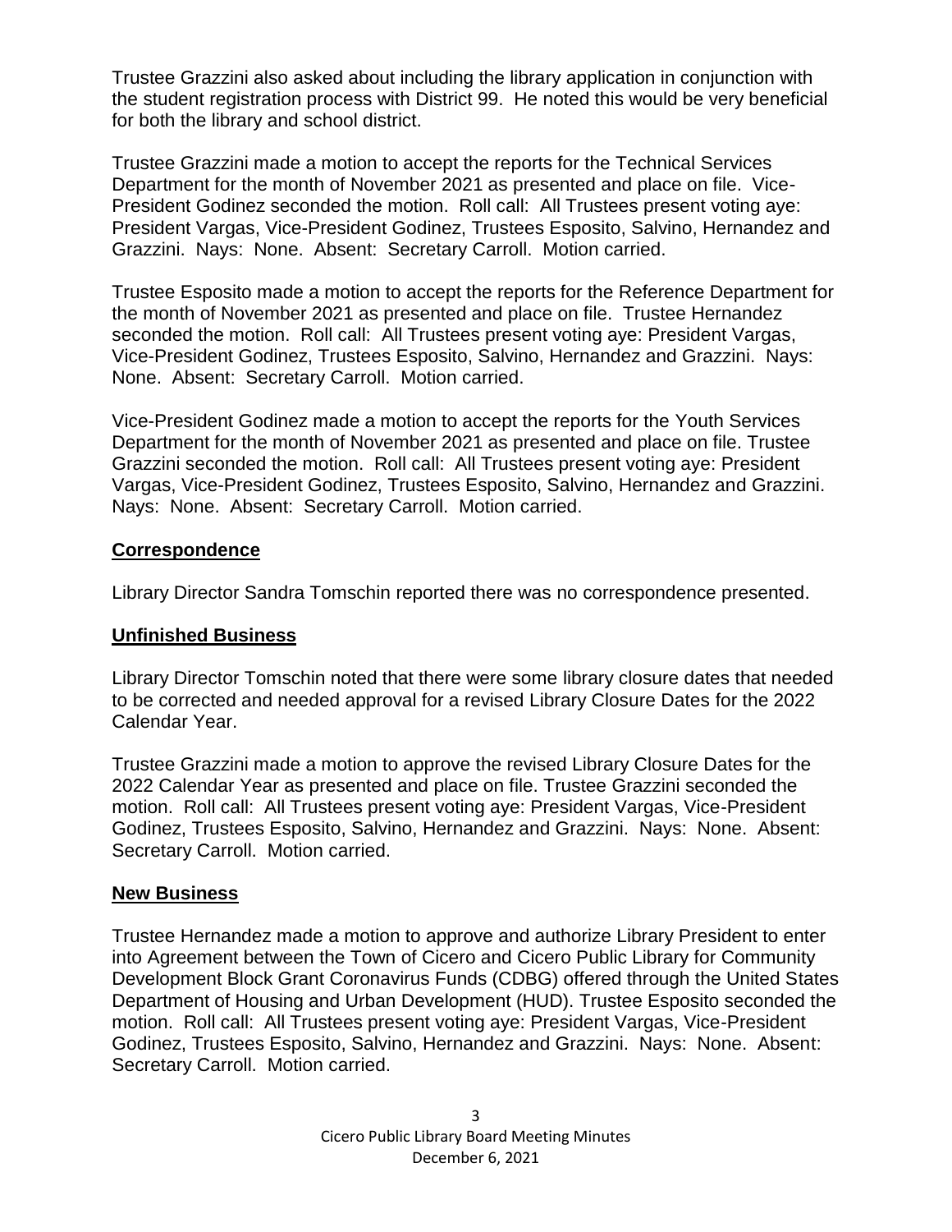Trustee Grazzini also asked about including the library application in conjunction with the student registration process with District 99. He noted this would be very beneficial for both the library and school district.

Trustee Grazzini made a motion to accept the reports for the Technical Services Department for the month of November 2021 as presented and place on file. Vice-President Godinez seconded the motion. Roll call: All Trustees present voting aye: President Vargas, Vice-President Godinez, Trustees Esposito, Salvino, Hernandez and Grazzini. Nays: None. Absent: Secretary Carroll. Motion carried.

Trustee Esposito made a motion to accept the reports for the Reference Department for the month of November 2021 as presented and place on file. Trustee Hernandez seconded the motion. Roll call: All Trustees present voting aye: President Vargas, Vice-President Godinez, Trustees Esposito, Salvino, Hernandez and Grazzini. Nays: None. Absent: Secretary Carroll. Motion carried.

Vice-President Godinez made a motion to accept the reports for the Youth Services Department for the month of November 2021 as presented and place on file. Trustee Grazzini seconded the motion. Roll call: All Trustees present voting aye: President Vargas, Vice-President Godinez, Trustees Esposito, Salvino, Hernandez and Grazzini. Nays: None. Absent: Secretary Carroll. Motion carried.

## Correspondence

Library Director Sandra Tomschin reported there was no correspondence presented.

## Unfinished Business

Library Director Tomschin noted that there were some library closure dates that needed to be corrected and needed approval for a revised Library Closure Dates for the 2022 Calendar Year.

Trustee Grazzini made a motion to approve the revised Library Closure Dates for the 2022 Calendar Year as presented and place on file. Trustee Grazzini seconded the motion. Roll call: All Trustees present voting aye: President Vargas, Vice-President Godinez, Trustees Esposito, Salvino, Hernandez and Grazzini. Nays: None. Absent: Secretary Carroll. Motion carried.

## New Business

Trustee Hernandez made a motion to approve and authorize Library President to enter into Agreement between the Town of Cicero and Cicero Public Library for Community Development Block Grant Coronavirus Funds (CDBG) offered through the United States Department of Housing and Urban Development (HUD). Trustee Esposito seconded the motion. Roll call: All Trustees present voting aye: President Vargas, Vice-President Godinez, Trustees Esposito, Salvino, Hernandez and Grazzini. Nays: None. Absent: Secretary Carroll. Motion carried.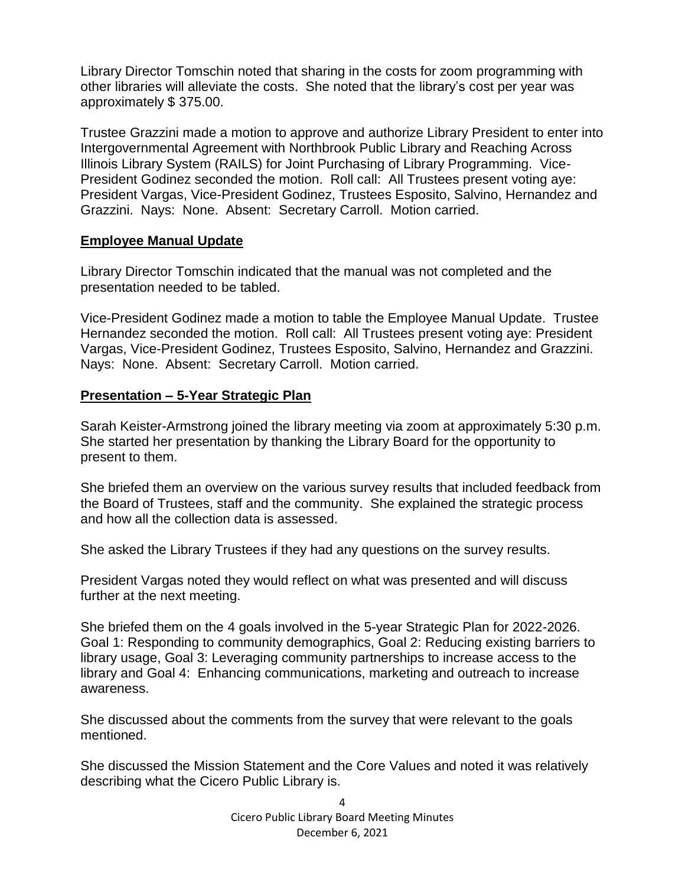Library Director Tomschin noted that sharing in the costs for zoom programming with other libraries will alleviate the costs. She noted that the library's cost per year was approximately $ 375.00.

Trustee Grazzini made a motion to approve and authorize Library President to enter into Intergovernmental Agreement with Northbrook Public Library and Reaching Across Illinois Library System (RAILS) for Joint Purchasing of Library Programming. Vice-President Godinez seconded the motion. Roll call: All Trustees present voting aye: President Vargas, Vice-President Godinez, Trustees Esposito, Salvino, Hernandez and Grazzini. Nays: None. Absent: Secretary Carroll. Motion carried.

**Employee Manual Update**

Library Director Tomschin indicated that the manual was not completed and the presentation needed to be tabled.

Vice-President Godinez made a motion to table the Employee Manual Update. Trustee Hernandez seconded the motion. Roll call: All Trustees present voting aye: President Vargas, Vice-President Godinez, Trustees Esposito, Salvino, Hernandez and Grazzini. Nays: None. Absent: Secretary Carroll. Motion carried.

**Presentation – 5-Year Strategic Plan**

Sarah Keister-Armstrong joined the library meeting via zoom at approximately 5:30 p.m. She started her presentation by thanking the Library Board for the opportunity to present to them.

She briefed them an overview on the various survey results that included feedback from the Board of Trustees, staff and the community. She explained the strategic process and how all the collection data is assessed.

She asked the Library Trustees if they had any questions on the survey results.

President Vargas noted they would reflect on what was presented and will discuss further at the next meeting.

She briefed them on the 4 goals involved in the 5-year Strategic Plan for 2022-2026. Goal 1: Responding to community demographics, Goal 2: Reducing existing barriers to library usage, Goal 3: Leveraging community partnerships to increase access to the library and Goal 4: Enhancing communications, marketing and outreach to increase awareness.

She discussed about the comments from the survey that were relevant to the goals mentioned.

She discussed the Mission Statement and the Core Values and noted it was relatively describing what the Cicero Public Library is.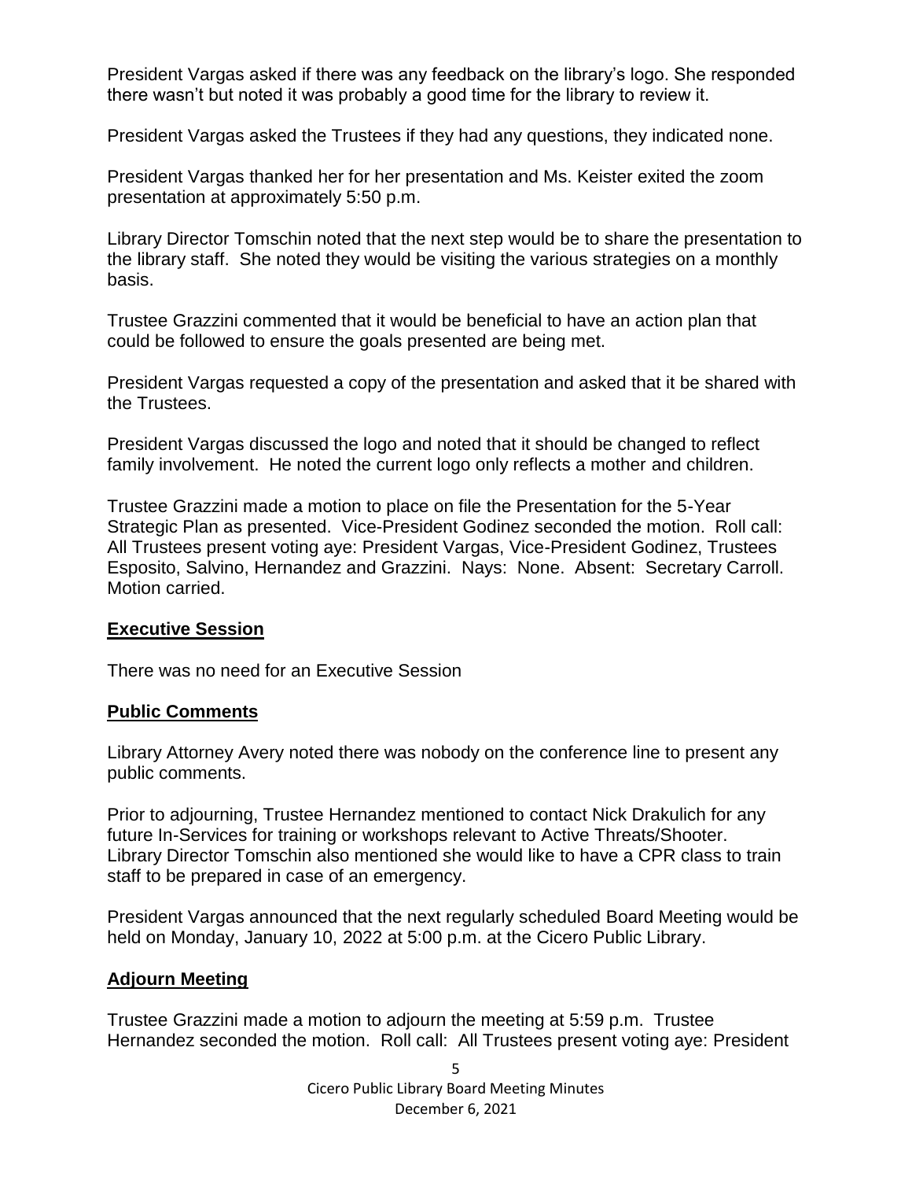President Vargas asked if there was any feedback on the library's logo. She responded there wasn't but noted it was probably a good time for the library to review it.

President Vargas asked the Trustees if they had any questions, they indicated none.

President Vargas thanked her for her presentation and Ms. Keister exited the zoom presentation at approximately 5:50 p.m.

Library Director Tomschin noted that the next step would be to share the presentation to the library staff. She noted they would be visiting the various strategies on a monthly basis.

Trustee Grazzini commented that it would be beneficial to have an action plan that could be followed to ensure the goals presented are being met.

President Vargas requested a copy of the presentation and asked that it be shared with the Trustees.

President Vargas discussed the logo and noted that it should be changed to reflect family involvement. He noted the current logo only reflects a mother and children.

Trustee Grazzini made a motion to place on file the Presentation for the 5-Year Strategic Plan as presented. Vice-President Godinez seconded the motion. Roll call: All Trustees present voting aye: President Vargas, Vice-President Godinez, Trustees Esposito, Salvino, Hernandez and Grazzini. Nays: None. Absent: Secretary Carroll. Motion carried.

## **Executive Session**

There was no need for an Executive Session

## **Public Comments**

Library Attorney Avery noted there was nobody on the conference line to present any public comments.

Prior to adjourning, Trustee Hernandez mentioned to contact Nick Drakulich for any future In-Services for training or workshops relevant to Active Threats/Shooter. Library Director Tomschin also mentioned she would like to have a CPR class to train staff to be prepared in case of an emergency.

President Vargas announced that the next regularly scheduled Board Meeting would be held on Monday, January 10, 2022 at 5:00 p.m. at the Cicero Public Library.

## **Adjourn Meeting**

Trustee Grazzini made a motion to adjourn the meeting at 5:59 p.m. Trustee Hernandez seconded the motion. Roll call: All Trustees present voting aye: President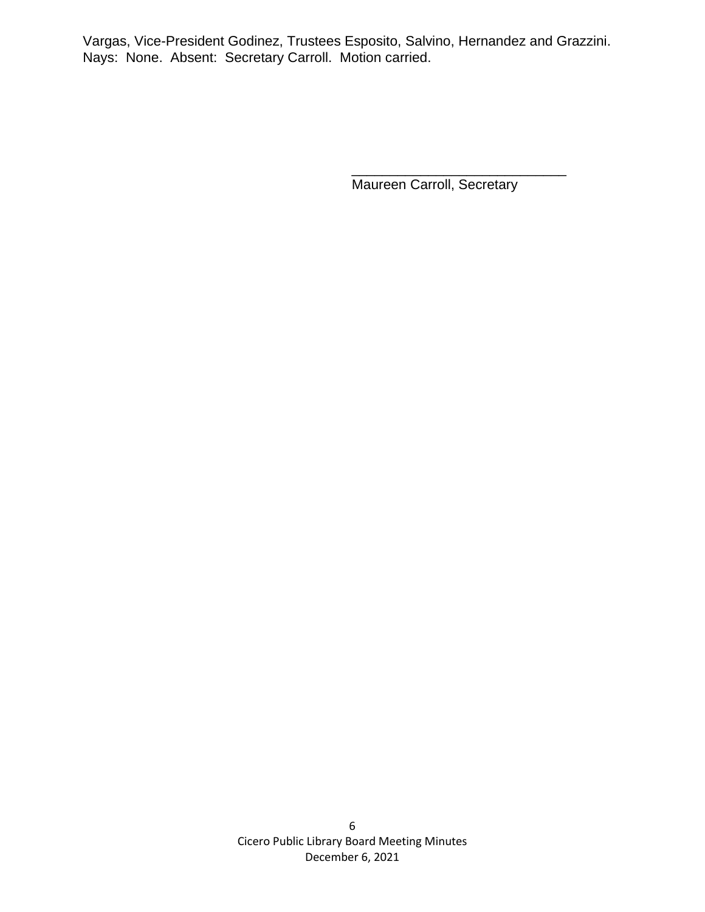Vargas, Vice-President Godinez, Trustees Esposito, Salvino, Hernandez and Grazzini. Nays: None. Absent: Secretary Carroll. Motion carried.

_____________________________
Maureen Carroll, Secretary